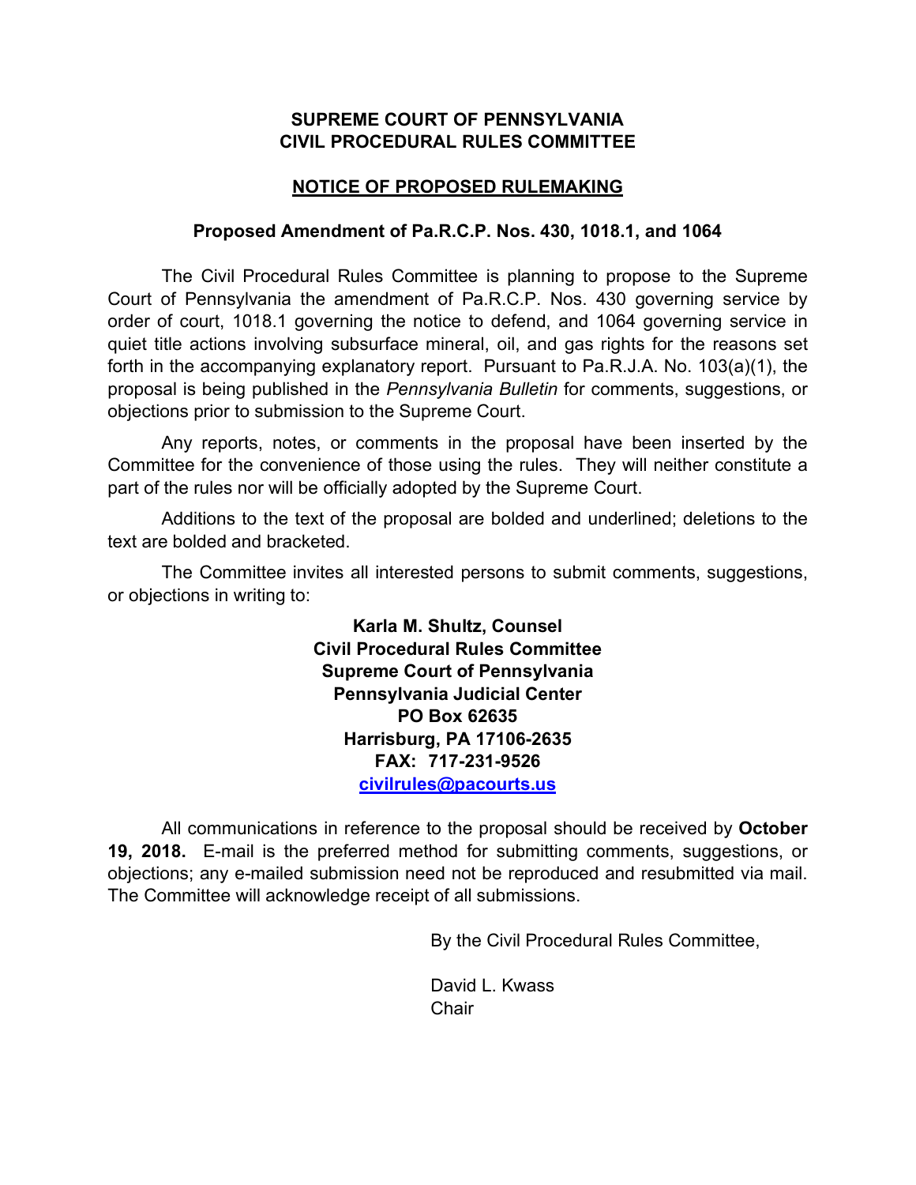**SUPREME COURT OF PENNSYLVANIA**
**CIVIL PROCEDURAL RULES COMMITTEE**

**NOTICE OF PROPOSED RULEMAKING**

**Proposed Amendment of Pa.R.C.P. Nos. 430, 1018.1, and 1064**

The Civil Procedural Rules Committee is planning to propose to the Supreme Court of Pennsylvania the amendment of Pa.R.C.P. Nos. 430 governing service by order of court, 1018.1 governing the notice to defend, and 1064 governing service in quiet title actions involving subsurface mineral, oil, and gas rights for the reasons set forth in the accompanying explanatory report. Pursuant to Pa.R.J.A. No. 103(a)(1), the proposal is being published in the *Pennsylvania Bulletin* for comments, suggestions, or objections prior to submission to the Supreme Court.

Any reports, notes, or comments in the proposal have been inserted by the Committee for the convenience of those using the rules. They will neither constitute a part of the rules nor will be officially adopted by the Supreme Court.

Additions to the text of the proposal are bolded and underlined; deletions to the text are bolded and bracketed.

The Committee invites all interested persons to submit comments, suggestions, or objections in writing to:

**Karla M. Shultz, Counsel**
**Civil Procedural Rules Committee**
**Supreme Court of Pennsylvania**
**Pennsylvania Judicial Center**
**PO Box 62635**
**Harrisburg, PA 17106-2635**
**FAX: 717-231-9526**
**civilrules@pacourts.us**

All communications in reference to the proposal should be received by **October 19, 2018.** E-mail is the preferred method for submitting comments, suggestions, or objections; any e-mailed submission need not be reproduced and resubmitted via mail. The Committee will acknowledge receipt of all submissions.

By the Civil Procedural Rules Committee,

David L. Kwass
Chair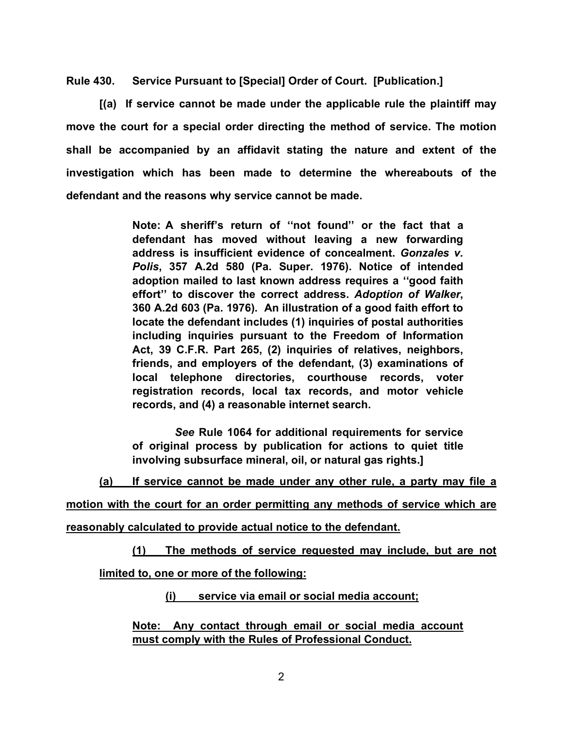**Rule 430. Service Pursuant to [Special] Order of Court. [Publication.]**

**[(a) If service cannot be made under the applicable rule the plaintiff may move the court for a special order directing the method of service. The motion shall be accompanied by an affidavit stating the nature and extent of the investigation which has been made to determine the whereabouts of the defendant and the reasons why service cannot be made.**

> **Note: A sheriff's return of ''not found'' or the fact that a defendant has moved without leaving a new forwarding address is insufficient evidence of concealment. *Gonzales v. Polis*, 357 A.2d 580 (Pa. Super. 1976). Notice of intended adoption mailed to last known address requires a ''good faith effort'' to discover the correct address. *Adoption of Walker*, 360 A.2d 603 (Pa. 1976). An illustration of a good faith effort to locate the defendant includes (1) inquiries of postal authorities including inquiries pursuant to the Freedom of Information Act, 39 C.F.R. Part 265, (2) inquiries of relatives, neighbors, friends, and employers of the defendant, (3) examinations of local telephone directories, courthouse records, voter registration records, local tax records, and motor vehicle records, and (4) a reasonable internet search.**
>
> ***See* Rule 1064 for additional requirements for service of original process by publication for actions to quiet title involving subsurface mineral, oil, or natural gas rights.]**

<u>**(a) If service cannot be made under any other rule, a party may file a motion with the court for an order permitting any methods of service which are reasonably calculated to provide actual notice to the defendant.**</u>

<u>**(1) The methods of service requested may include, but are not limited to, one or more of the following:**</u>

<u>**(i) service via email or social media account;**</u>

> <u>**Note: Any contact through email or social media account must comply with the Rules of Professional Conduct.**</u>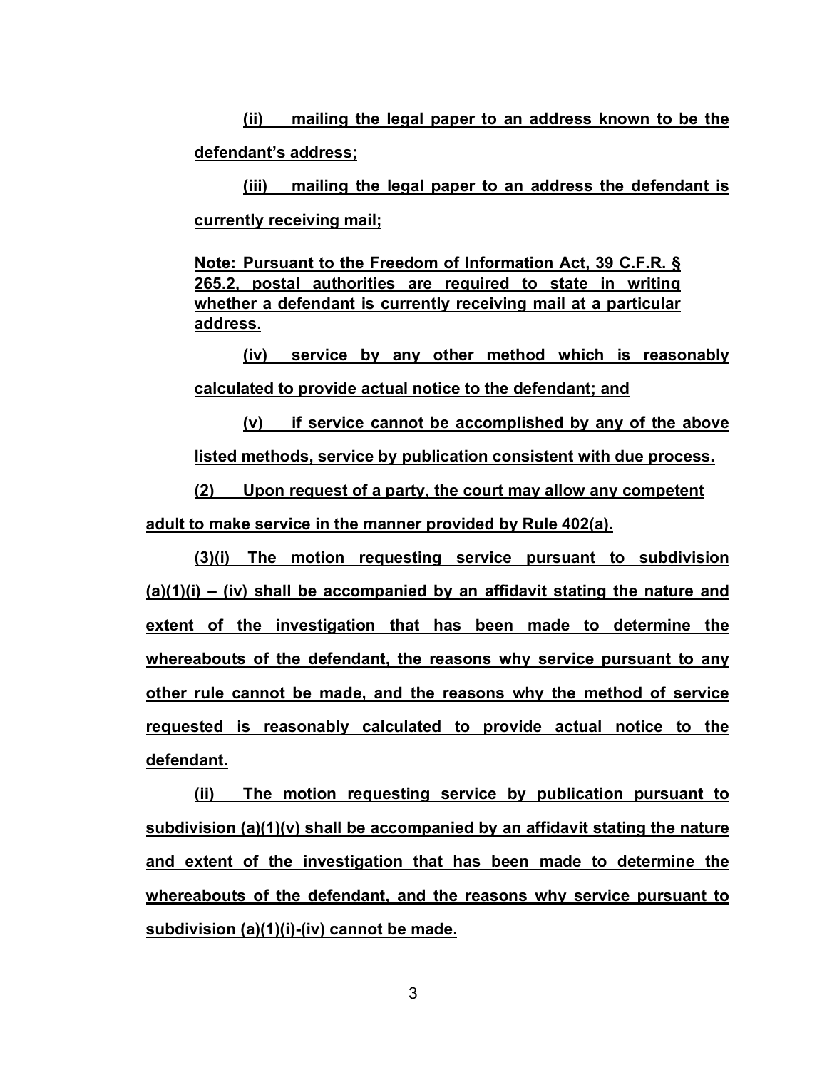**(ii) mailing the legal paper to an address known to be the defendant's address;**

**(iii) mailing the legal paper to an address the defendant is currently receiving mail;**

**Note: Pursuant to the Freedom of Information Act, 39 C.F.R. § 265.2, postal authorities are required to state in writing whether a defendant is currently receiving mail at a particular address.**

**(iv) service by any other method which is reasonably calculated to provide actual notice to the defendant; and**

**(v) if service cannot be accomplished by any of the above listed methods, service by publication consistent with due process.**

**(2) Upon request of a party, the court may allow any competent adult to make service in the manner provided by Rule 402(a).**

**(3)(i) The motion requesting service pursuant to subdivision (a)(1)(i) – (iv) shall be accompanied by an affidavit stating the nature and extent of the investigation that has been made to determine the whereabouts of the defendant, the reasons why service pursuant to any other rule cannot be made, and the reasons why the method of service requested is reasonably calculated to provide actual notice to the defendant.**

**(ii) The motion requesting service by publication pursuant to subdivision (a)(1)(v) shall be accompanied by an affidavit stating the nature and extent of the investigation that has been made to determine the whereabouts of the defendant, and the reasons why service pursuant to subdivision (a)(1)(i)-(iv) cannot be made.**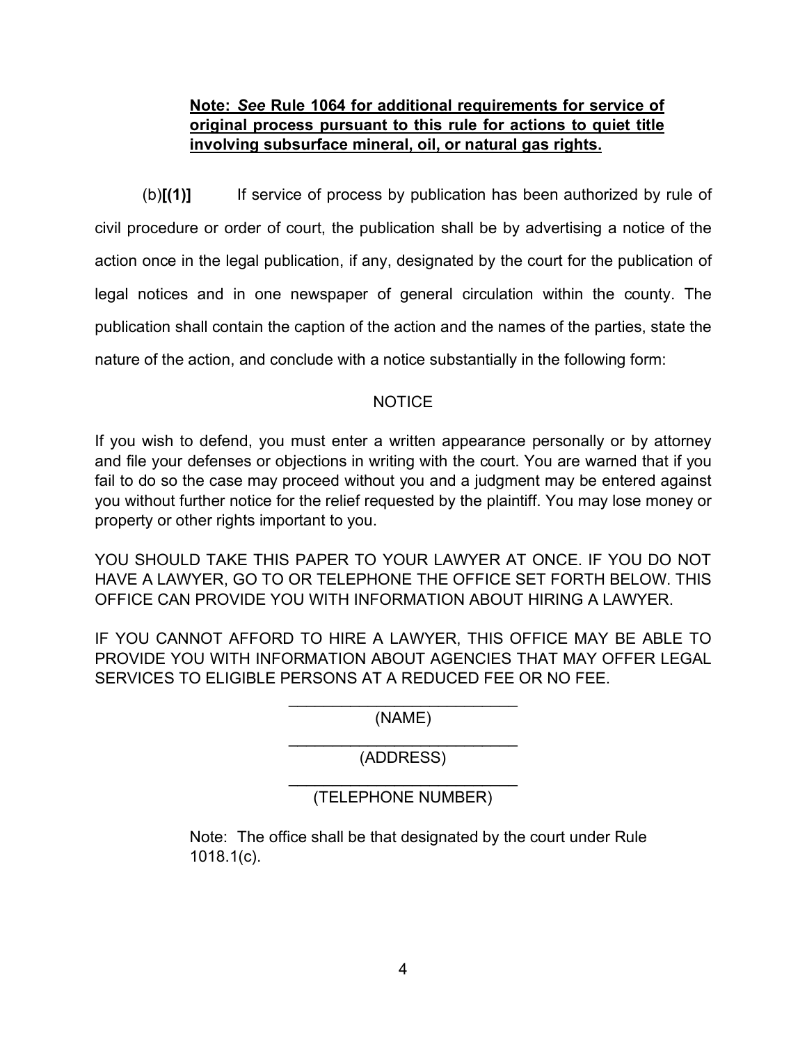**Note: *See* Rule 1064 for additional requirements for service of original process pursuant to this rule for actions to quiet title involving subsurface mineral, oil, or natural gas rights.**

(b)**[(1)]** If service of process by publication has been authorized by rule of civil procedure or order of court, the publication shall be by advertising a notice of the action once in the legal publication, if any, designated by the court for the publication of legal notices and in one newspaper of general circulation within the county. The publication shall contain the caption of the action and the names of the parties, state the nature of the action, and conclude with a notice substantially in the following form:

NOTICE

If you wish to defend, you must enter a written appearance personally or by attorney and file your defenses or objections in writing with the court. You are warned that if you fail to do so the case may proceed without you and a judgment may be entered against you without further notice for the relief requested by the plaintiff. You may lose money or property or other rights important to you.

YOU SHOULD TAKE THIS PAPER TO YOUR LAWYER AT ONCE. IF YOU DO NOT HAVE A LAWYER, GO TO OR TELEPHONE THE OFFICE SET FORTH BELOW. THIS OFFICE CAN PROVIDE YOU WITH INFORMATION ABOUT HIRING A LAWYER.

IF YOU CANNOT AFFORD TO HIRE A LAWYER, THIS OFFICE MAY BE ABLE TO PROVIDE YOU WITH INFORMATION ABOUT AGENCIES THAT MAY OFFER LEGAL SERVICES TO ELIGIBLE PERSONS AT A REDUCED FEE OR NO FEE.

\_\_\_\_\_\_\_\_\_\_\_\_\_\_\_\_\_\_\_\_\_\_\_\_\_\_\_
(NAME)

\_\_\_\_\_\_\_\_\_\_\_\_\_\_\_\_\_\_\_\_\_\_\_\_\_\_\_
(ADDRESS)

\_\_\_\_\_\_\_\_\_\_\_\_\_\_\_\_\_\_\_\_\_\_\_\_\_\_\_
(TELEPHONE NUMBER)

Note: The office shall be that designated by the court under Rule 1018.1(c).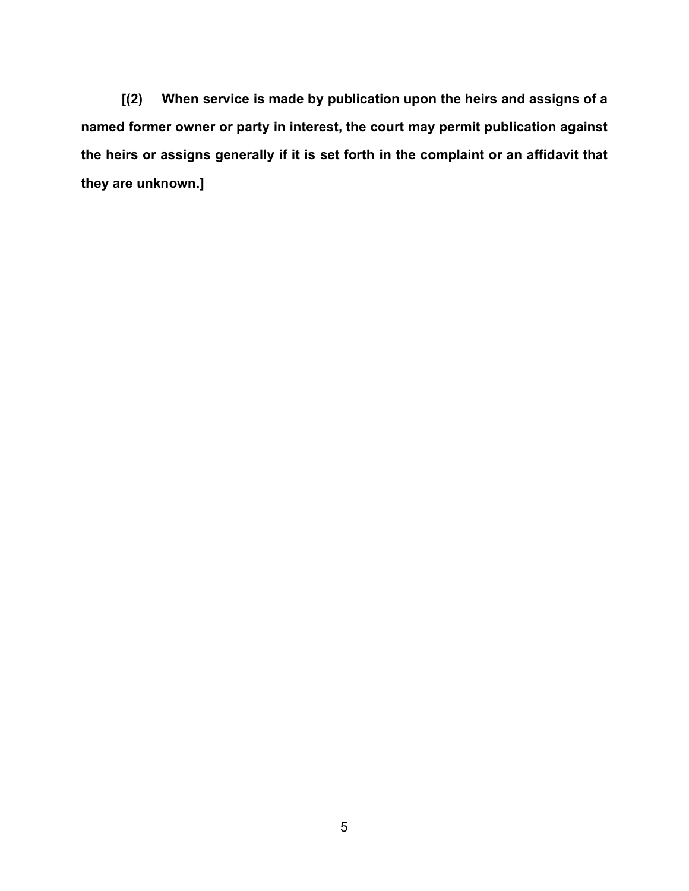**[(2) When service is made by publication upon the heirs and assigns of a named former owner or party in interest, the court may permit publication against the heirs or assigns generally if it is set forth in the complaint or an affidavit that they are unknown.]**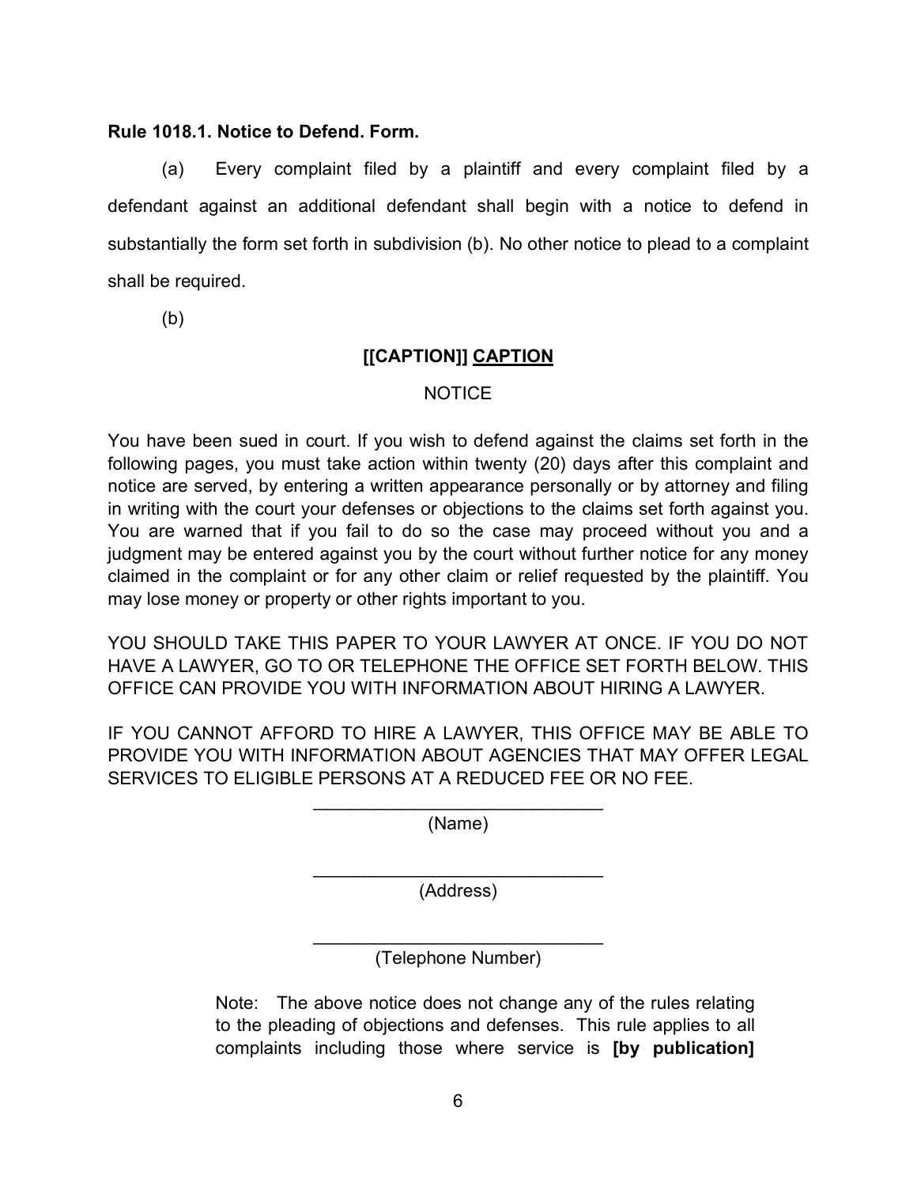**Rule 1018.1. Notice to Defend. Form.**

(a) Every complaint filed by a plaintiff and every complaint filed by a defendant against an additional defendant shall begin with a notice to defend in substantially the form set forth in subdivision (b). No other notice to plead to a complaint shall be required.

(b)

**[[CAPTION]]** **<u>CAPTION</u>**

NOTICE

You have been sued in court. If you wish to defend against the claims set forth in the following pages, you must take action within twenty (20) days after this complaint and notice are served, by entering a written appearance personally or by attorney and filing in writing with the court your defenses or objections to the claims set forth against you. You are warned that if you fail to do so the case may proceed without you and a judgment may be entered against you by the court without further notice for any money claimed in the complaint or for any other claim or relief requested by the plaintiff. You may lose money or property or other rights important to you.

YOU SHOULD TAKE THIS PAPER TO YOUR LAWYER AT ONCE. IF YOU DO NOT HAVE A LAWYER, GO TO OR TELEPHONE THE OFFICE SET FORTH BELOW. THIS OFFICE CAN PROVIDE YOU WITH INFORMATION ABOUT HIRING A LAWYER.

IF YOU CANNOT AFFORD TO HIRE A LAWYER, THIS OFFICE MAY BE ABLE TO PROVIDE YOU WITH INFORMATION ABOUT AGENCIES THAT MAY OFFER LEGAL SERVICES TO ELIGIBLE PERSONS AT A REDUCED FEE OR NO FEE.

\_\_\_\_\_\_\_\_\_\_\_\_\_\_\_\_\_\_\_\_\_\_\_\_\_\_\_\_\_\_
(Name)

\_\_\_\_\_\_\_\_\_\_\_\_\_\_\_\_\_\_\_\_\_\_\_\_\_\_\_\_\_\_
(Address)

\_\_\_\_\_\_\_\_\_\_\_\_\_\_\_\_\_\_\_\_\_\_\_\_\_\_\_\_\_\_
(Telephone Number)

Note: The above notice does not change any of the rules relating to the pleading of objections and defenses. This rule applies to all complaints including those where service is **[by publication]**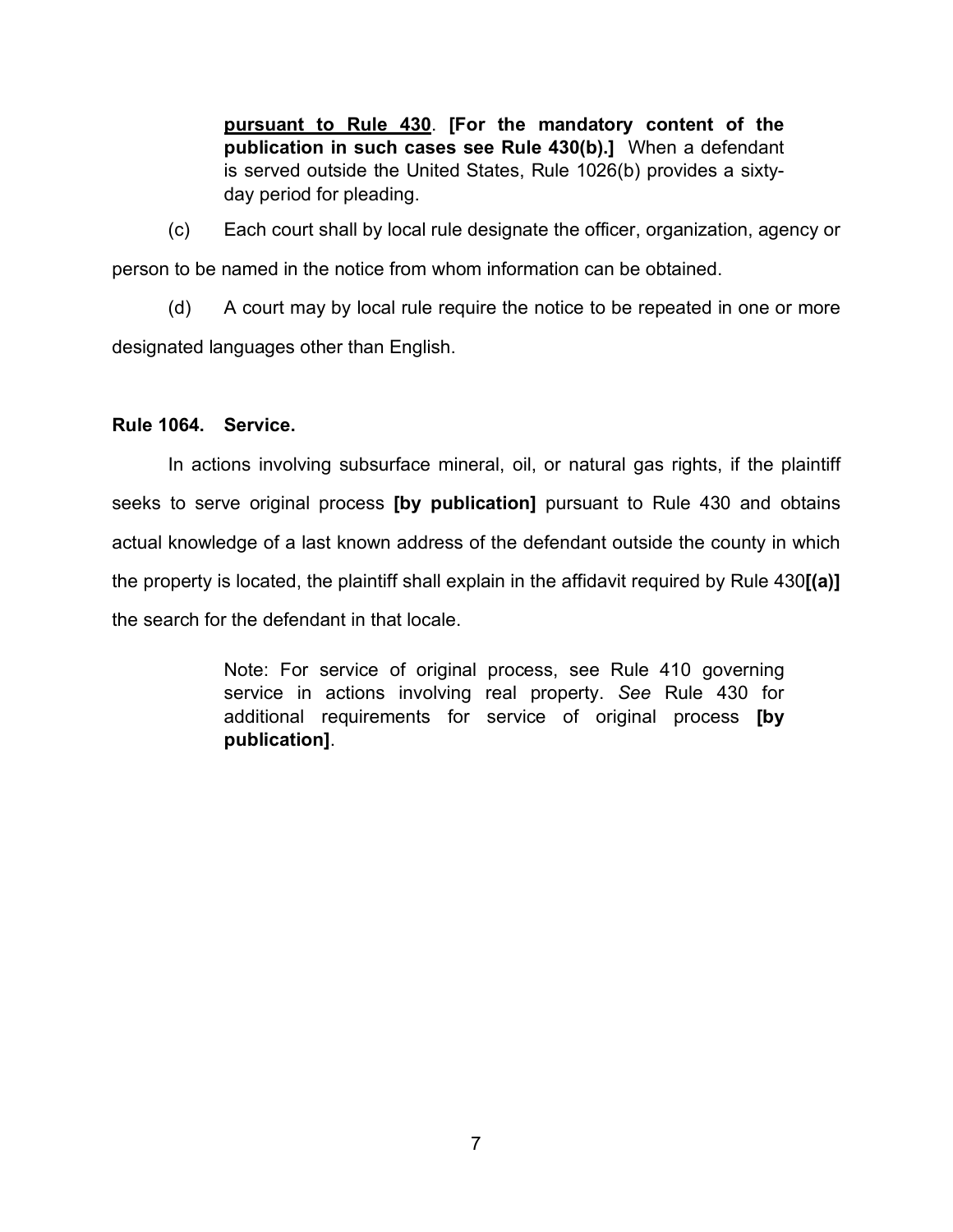**<u>pursuant to Rule 430</u>**. **[For the mandatory content of the publication in such cases see Rule 430(b).]** When a defendant is served outside the United States, Rule 1026(b) provides a sixty-day period for pleading.

(c) Each court shall by local rule designate the officer, organization, agency or person to be named in the notice from whom information can be obtained.

(d) A court may by local rule require the notice to be repeated in one or more designated languages other than English.

**Rule 1064. Service.**

In actions involving subsurface mineral, oil, or natural gas rights, if the plaintiff seeks to serve original process **[by publication]** pursuant to Rule 430 and obtains actual knowledge of a last known address of the defendant outside the county in which the property is located, the plaintiff shall explain in the affidavit required by Rule 430**[(a)]** the search for the defendant in that locale.

> Note: For service of original process, see Rule 410 governing service in actions involving real property. *See* Rule 430 for additional requirements for service of original process **[by publication]**.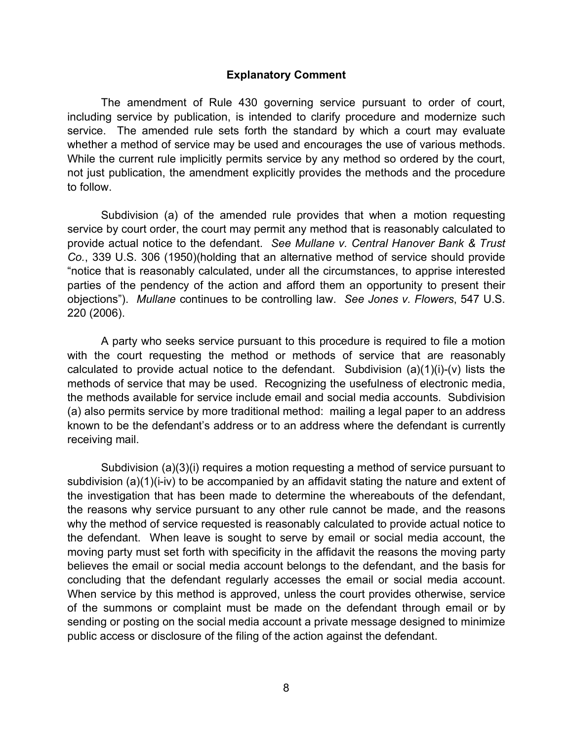### Explanatory Comment

The amendment of Rule 430 governing service pursuant to order of court, including service by publication, is intended to clarify procedure and modernize such service. The amended rule sets forth the standard by which a court may evaluate whether a method of service may be used and encourages the use of various methods. While the current rule implicitly permits service by any method so ordered by the court, not just publication, the amendment explicitly provides the methods and the procedure to follow.

Subdivision (a) of the amended rule provides that when a motion requesting service by court order, the court may permit any method that is reasonably calculated to provide actual notice to the defendant. *See Mullane v. Central Hanover Bank & Trust Co.*, 339 U.S. 306 (1950)(holding that an alternative method of service should provide "notice that is reasonably calculated, under all the circumstances, to apprise interested parties of the pendency of the action and afford them an opportunity to present their objections"). *Mullane* continues to be controlling law. *See Jones v. Flowers*, 547 U.S. 220 (2006).

A party who seeks service pursuant to this procedure is required to file a motion with the court requesting the method or methods of service that are reasonably calculated to provide actual notice to the defendant. Subdivision (a)(1)(i)-(v) lists the methods of service that may be used. Recognizing the usefulness of electronic media, the methods available for service include email and social media accounts. Subdivision (a) also permits service by more traditional method: mailing a legal paper to an address known to be the defendant's address or to an address where the defendant is currently receiving mail.

Subdivision (a)(3)(i) requires a motion requesting a method of service pursuant to subdivision (a)(1)(i-iv) to be accompanied by an affidavit stating the nature and extent of the investigation that has been made to determine the whereabouts of the defendant, the reasons why service pursuant to any other rule cannot be made, and the reasons why the method of service requested is reasonably calculated to provide actual notice to the defendant. When leave is sought to serve by email or social media account, the moving party must set forth with specificity in the affidavit the reasons the moving party believes the email or social media account belongs to the defendant, and the basis for concluding that the defendant regularly accesses the email or social media account. When service by this method is approved, unless the court provides otherwise, service of the summons or complaint must be made on the defendant through email or by sending or posting on the social media account a private message designed to minimize public access or disclosure of the filing of the action against the defendant.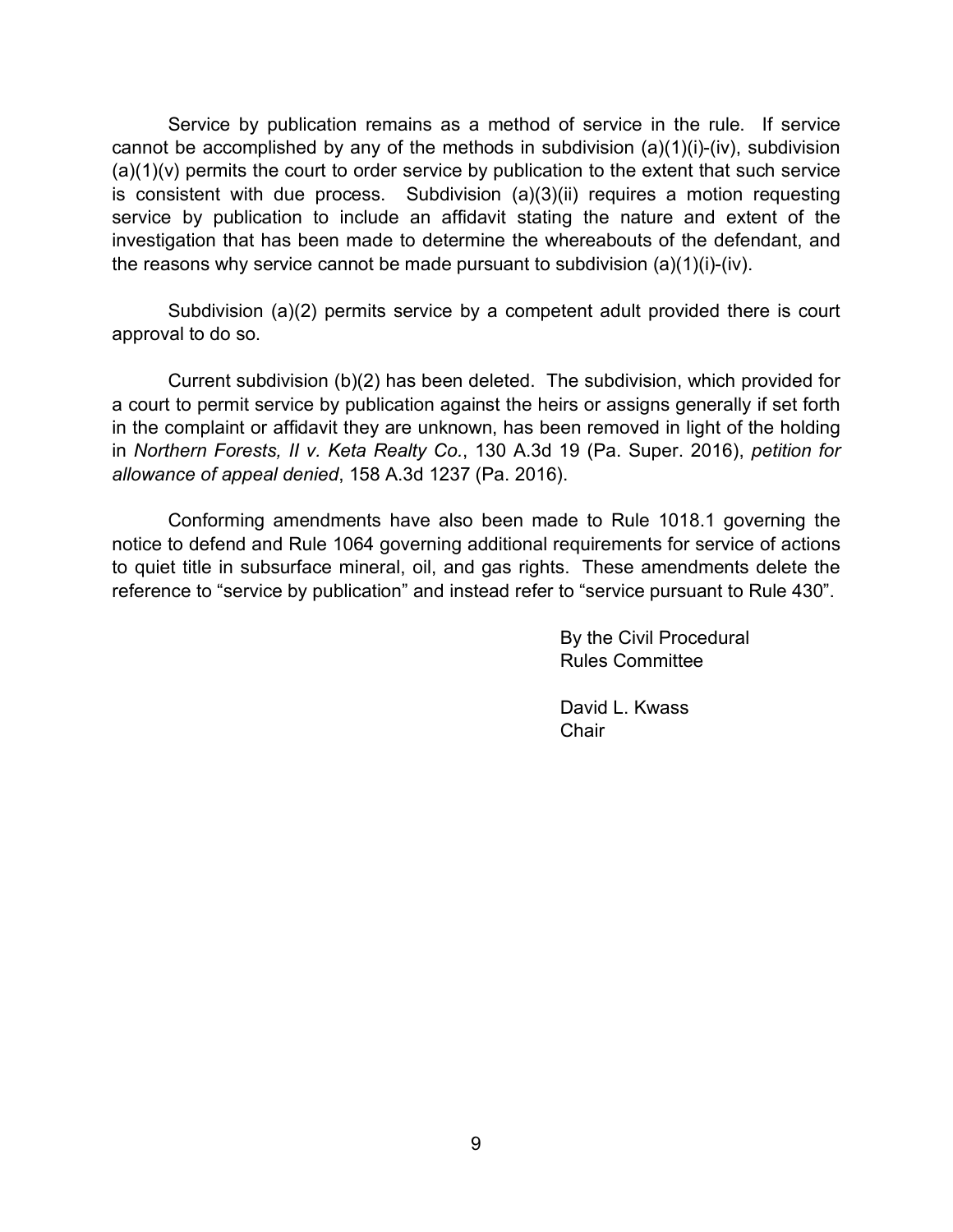Service by publication remains as a method of service in the rule. If service cannot be accomplished by any of the methods in subdivision (a)(1)(i)-(iv), subdivision (a)(1)(v) permits the court to order service by publication to the extent that such service is consistent with due process. Subdivision (a)(3)(ii) requires a motion requesting service by publication to include an affidavit stating the nature and extent of the investigation that has been made to determine the whereabouts of the defendant, and the reasons why service cannot be made pursuant to subdivision (a)(1)(i)-(iv).

Subdivision (a)(2) permits service by a competent adult provided there is court approval to do so.

Current subdivision (b)(2) has been deleted. The subdivision, which provided for a court to permit service by publication against the heirs or assigns generally if set forth in the complaint or affidavit they are unknown, has been removed in light of the holding in *Northern Forests, II v. Keta Realty Co.*, 130 A.3d 19 (Pa. Super. 2016), *petition for allowance of appeal denied*, 158 A.3d 1237 (Pa. 2016).

Conforming amendments have also been made to Rule 1018.1 governing the notice to defend and Rule 1064 governing additional requirements for service of actions to quiet title in subsurface mineral, oil, and gas rights. These amendments delete the reference to "service by publication" and instead refer to "service pursuant to Rule 430".

By the Civil Procedural
Rules Committee

David L. Kwass
Chair